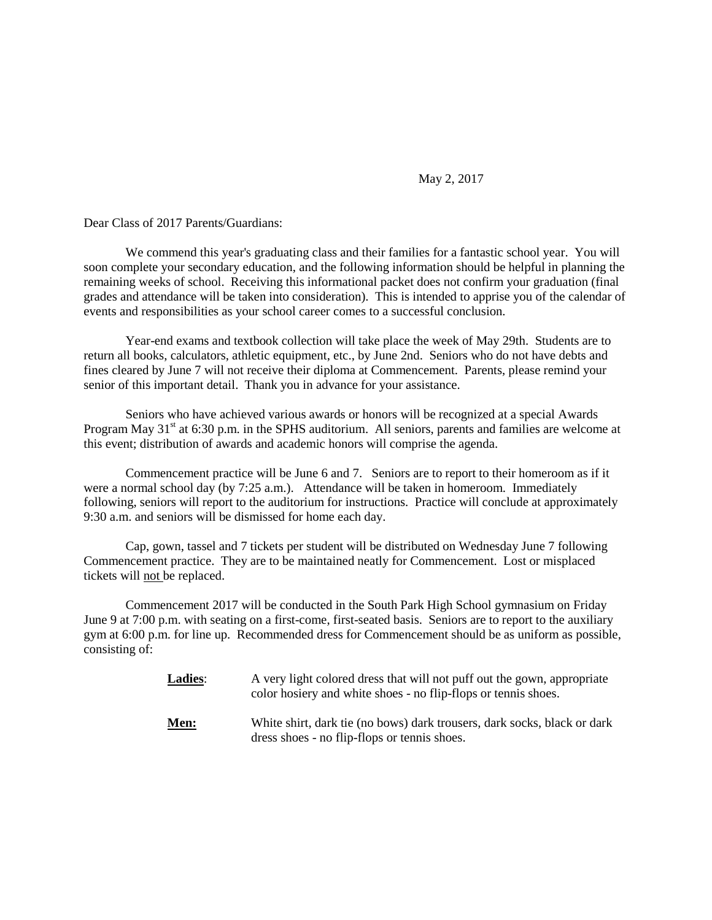May 2, 2017

Dear Class of 2017 Parents/Guardians:

We commend this year's graduating class and their families for a fantastic school year. You will soon complete your secondary education, and the following information should be helpful in planning the remaining weeks of school. Receiving this informational packet does not confirm your graduation (final grades and attendance will be taken into consideration). This is intended to apprise you of the calendar of events and responsibilities as your school career comes to a successful conclusion.

Year-end exams and textbook collection will take place the week of May 29th. Students are to return all books, calculators, athletic equipment, etc., by June 2nd. Seniors who do not have debts and fines cleared by June 7 will not receive their diploma at Commencement. Parents, please remind your senior of this important detail. Thank you in advance for your assistance.

Seniors who have achieved various awards or honors will be recognized at a special Awards Program May 31st at 6:30 p.m. in the SPHS auditorium. All seniors, parents and families are welcome at this event; distribution of awards and academic honors will comprise the agenda.

Commencement practice will be June 6 and 7. Seniors are to report to their homeroom as if it were a normal school day (by 7:25 a.m.). Attendance will be taken in homeroom. Immediately following, seniors will report to the auditorium for instructions. Practice will conclude at approximately 9:30 a.m. and seniors will be dismissed for home each day.

Cap, gown, tassel and 7 tickets per student will be distributed on Wednesday June 7 following Commencement practice. They are to be maintained neatly for Commencement. Lost or misplaced tickets will not be replaced.

Commencement 2017 will be conducted in the South Park High School gymnasium on Friday June 9 at 7:00 p.m. with seating on a first-come, first-seated basis. Seniors are to report to the auxiliary gym at 6:00 p.m. for line up. Recommended dress for Commencement should be as uniform as possible, consisting of:

**Ladies**: A very light colored dress that will not puff out the gown, appropriate color hosiery and white shoes - no flip-flops or tennis shoes.

**Men:** White shirt, dark tie (no bows) dark trousers, dark socks, black or dark dress shoes - no flip-flops or tennis shoes.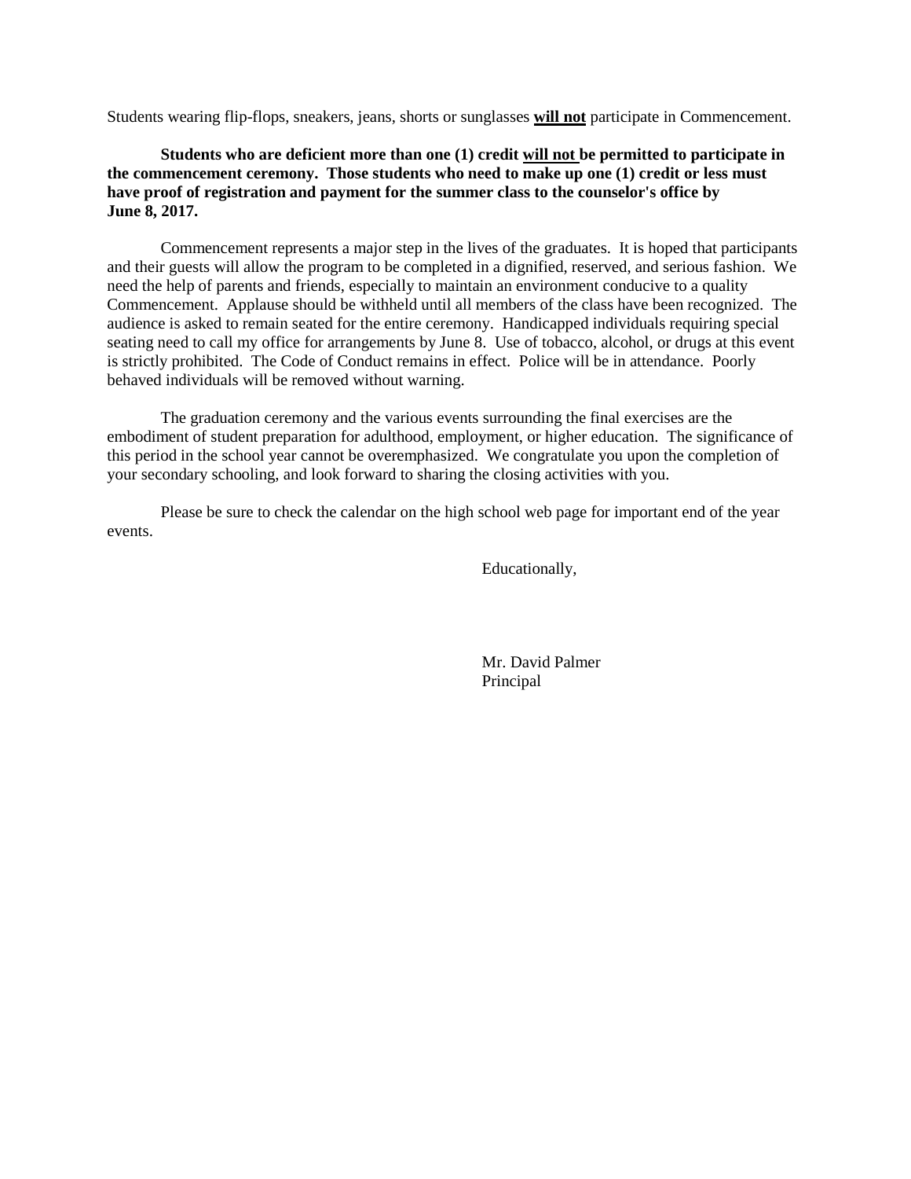Students wearing flip-flops, sneakers, jeans, shorts or sunglasses <u>**will not**</u> participate in Commencement.

**Students who are deficient more than one (1) credit <u>will not</u> be permitted to participate in the commencement ceremony. Those students who need to make up one (1) credit or less must have proof of registration and payment for the summer class to the counselor's office by June 8, 2017.**

Commencement represents a major step in the lives of the graduates. It is hoped that participants and their guests will allow the program to be completed in a dignified, reserved, and serious fashion. We need the help of parents and friends, especially to maintain an environment conducive to a quality Commencement. Applause should be withheld until all members of the class have been recognized. The audience is asked to remain seated for the entire ceremony. Handicapped individuals requiring special seating need to call my office for arrangements by June 8. Use of tobacco, alcohol, or drugs at this event is strictly prohibited. The Code of Conduct remains in effect. Police will be in attendance. Poorly behaved individuals will be removed without warning.

The graduation ceremony and the various events surrounding the final exercises are the embodiment of student preparation for adulthood, employment, or higher education. The significance of this period in the school year cannot be overemphasized. We congratulate you upon the completion of your secondary schooling, and look forward to sharing the closing activities with you.

Please be sure to check the calendar on the high school web page for important end of the year events.

Educationally,

Mr. David Palmer
Principal